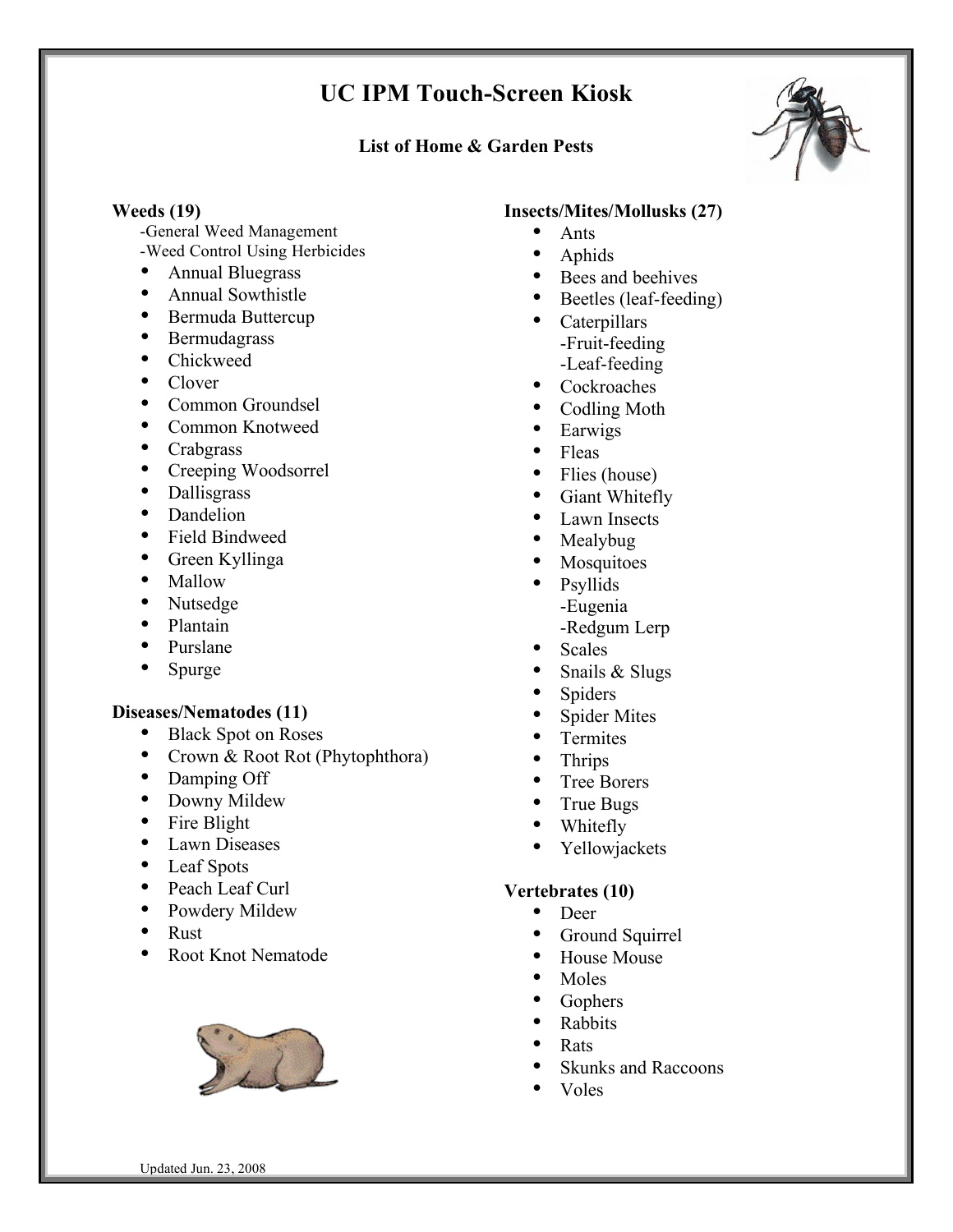# UC IPM Touch-Screen Kiosk

### List of Home & Garden Pests

**Weeds (19)**

- -General Weed Management
- -Weed Control Using Herbicides

- Annual Bluegrass
- Annual Sowthistle
- Bermuda Buttercup
- Bermudagrass
- Chickweed
- Clover
- Common Groundsel
- Common Knotweed
- Crabgrass
- Creeping Woodsorrel
- Dallisgrass
- Dandelion
- Field Bindweed
- Green Kyllinga
- Mallow
- Nutsedge
- Plantain
- Purslane
- Spurge

**Diseases/Nematodes (11)**

- Black Spot on Roses
- Crown & Root Rot (Phytophthora)
- Damping Off
- Downy Mildew
- Fire Blight
- Lawn Diseases
- Leaf Spots
- Peach Leaf Curl
- Powdery Mildew
- Rust
- Root Knot Nematode

**Insects/Mites/Mollusks (27)**

- Ants
- Aphids
- Bees and beehives
- Beetles (leaf-feeding)
- Caterpillars
  - -Fruit-feeding
  - -Leaf-feeding
- Cockroaches
- Codling Moth
- Earwigs
- Fleas
- Flies (house)
- Giant Whitefly
- Lawn Insects
- Mealybug
- Mosquitoes
- Psyllids
  - -Eugenia
  - -Redgum Lerp
- Scales
- Snails & Slugs
- Spiders
- Spider Mites
- Termites
- Thrips
- Tree Borers
- True Bugs
- Whitefly
- Yellowjackets

**Vertebrates (10)**

- Deer
- Ground Squirrel
- House Mouse
- Moles
- Gophers
- Rabbits
- Rats
- Skunks and Raccoons
- Voles

Updated Jun. 23, 2008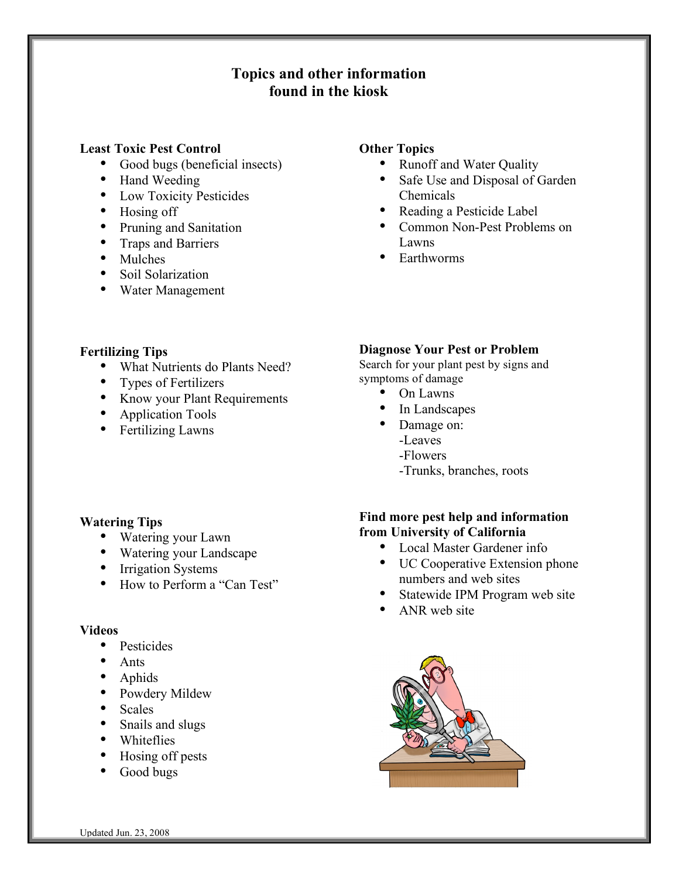## Topics and other information found in the kiosk

### Least Toxic Pest Control

- Good bugs (beneficial insects)
- Hand Weeding
- Low Toxicity Pesticides
- Hosing off
- Pruning and Sanitation
- Traps and Barriers
- Mulches
- Soil Solarization
- Water Management

### Other Topics

- Runoff and Water Quality
- Safe Use and Disposal of Garden Chemicals
- Reading a Pesticide Label
- Common Non-Pest Problems on Lawns
- Earthworms

### Fertilizing Tips

- What Nutrients do Plants Need?
- Types of Fertilizers
- Know your Plant Requirements
- Application Tools
- Fertilizing Lawns

### Diagnose Your Pest or Problem

Search for your plant pest by signs and symptoms of damage

- On Lawns
- In Landscapes
- Damage on:
  - -Leaves
  - -Flowers
  - -Trunks, branches, roots

### Watering Tips

- Watering your Lawn
- Watering your Landscape
- Irrigation Systems
- How to Perform a "Can Test"

### Find more pest help and information from University of California

- Local Master Gardener info
- UC Cooperative Extension phone numbers and web sites
- Statewide IPM Program web site
- ANR web site

### Videos

- Pesticides
- Ants
- Aphids
- Powdery Mildew
- Scales
- Snails and slugs
- Whiteflies
- Hosing off pests
- Good bugs

Updated Jun. 23, 2008